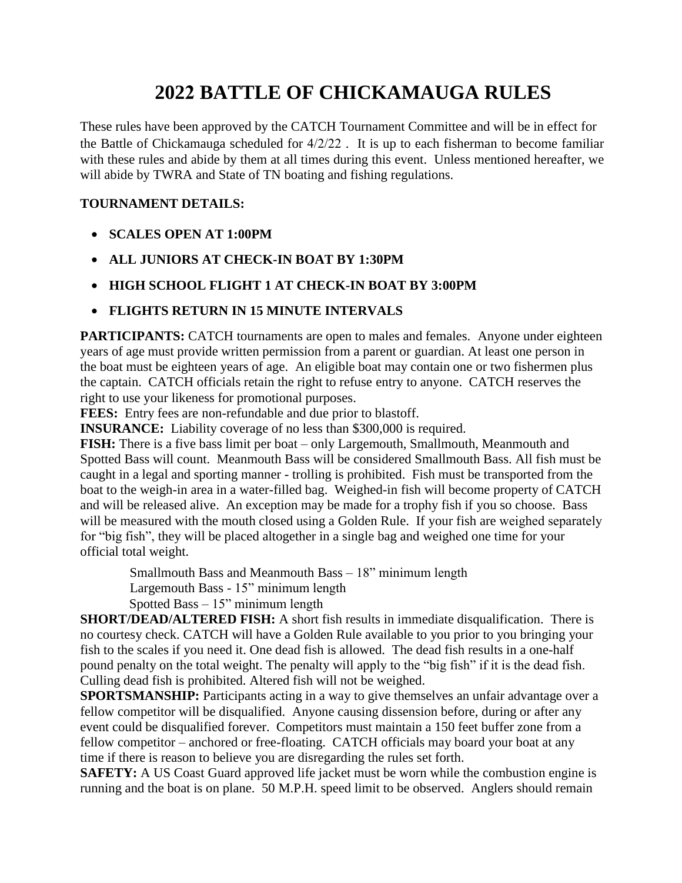# 2022 BATTLE OF CHICKAMAUGA RULES

These rules have been approved by the CATCH Tournament Committee and will be in effect for the Battle of Chickamauga scheduled for 4/2/22 . It is up to each fisherman to become familiar with these rules and abide by them at all times during this event. Unless mentioned hereafter, we will abide by TWRA and State of TN boating and fishing regulations.

**TOURNAMENT DETAILS:**

- **SCALES OPEN AT 1:00PM**
- **ALL JUNIORS AT CHECK-IN BOAT BY 1:30PM**
- **HIGH SCHOOL FLIGHT 1 AT CHECK-IN BOAT BY 3:00PM**
- **FLIGHTS RETURN IN 15 MINUTE INTERVALS**

**PARTICIPANTS:** CATCH tournaments are open to males and females. Anyone under eighteen years of age must provide written permission from a parent or guardian. At least one person in the boat must be eighteen years of age. An eligible boat may contain one or two fishermen plus the captain. CATCH officials retain the right to refuse entry to anyone. CATCH reserves the right to use your likeness for promotional purposes.

**FEES:** Entry fees are non-refundable and due prior to blastoff.

**INSURANCE:** Liability coverage of no less than $300,000 is required.

**FISH:** There is a five bass limit per boat – only Largemouth, Smallmouth, Meanmouth and Spotted Bass will count. Meanmouth Bass will be considered Smallmouth Bass. All fish must be caught in a legal and sporting manner - trolling is prohibited. Fish must be transported from the boat to the weigh-in area in a water-filled bag. Weighed-in fish will become property of CATCH and will be released alive. An exception may be made for a trophy fish if you so choose. Bass will be measured with the mouth closed using a Golden Rule. If your fish are weighed separately for "big fish", they will be placed altogether in a single bag and weighed one time for your official total weight.

Smallmouth Bass and Meanmouth Bass – 18" minimum length
Largemouth Bass - 15" minimum length
Spotted Bass – 15" minimum length

**SHORT/DEAD/ALTERED FISH:** A short fish results in immediate disqualification. There is no courtesy check. CATCH will have a Golden Rule available to you prior to you bringing your fish to the scales if you need it. One dead fish is allowed. The dead fish results in a one-half pound penalty on the total weight. The penalty will apply to the "big fish" if it is the dead fish. Culling dead fish is prohibited. Altered fish will not be weighed.

**SPORTSMANSHIP:** Participants acting in a way to give themselves an unfair advantage over a fellow competitor will be disqualified. Anyone causing dissension before, during or after any event could be disqualified forever. Competitors must maintain a 150 feet buffer zone from a fellow competitor – anchored or free-floating. CATCH officials may board your boat at any time if there is reason to believe you are disregarding the rules set forth.

**SAFETY:** A US Coast Guard approved life jacket must be worn while the combustion engine is running and the boat is on plane. 50 M.P.H. speed limit to be observed. Anglers should remain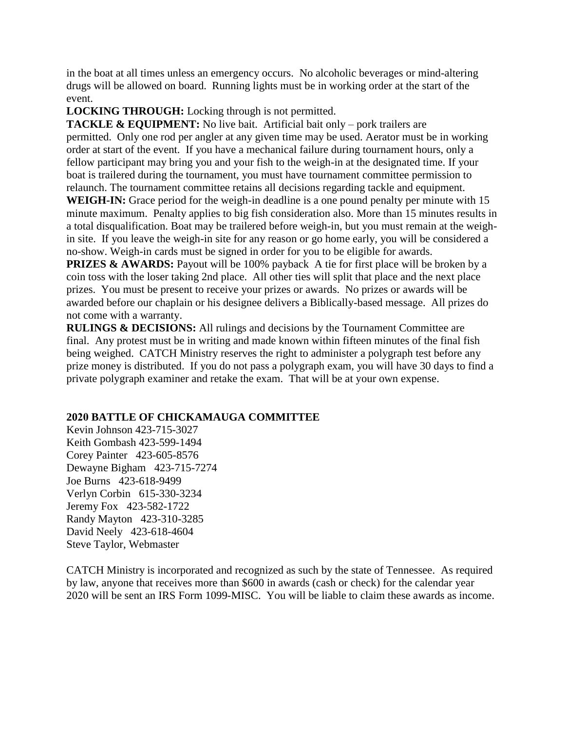in the boat at all times unless an emergency occurs. No alcoholic beverages or mind-altering drugs will be allowed on board. Running lights must be in working order at the start of the event.

**LOCKING THROUGH:** Locking through is not permitted.

**TACKLE & EQUIPMENT:** No live bait. Artificial bait only – pork trailers are permitted. Only one rod per angler at any given time may be used. Aerator must be in working order at start of the event. If you have a mechanical failure during tournament hours, only a fellow participant may bring you and your fish to the weigh-in at the designated time. If your boat is trailered during the tournament, you must have tournament committee permission to relaunch. The tournament committee retains all decisions regarding tackle and equipment.

**WEIGH-IN:** Grace period for the weigh-in deadline is a one pound penalty per minute with 15 minute maximum. Penalty applies to big fish consideration also. More than 15 minutes results in a total disqualification. Boat may be trailered before weigh-in, but you must remain at the weigh-in site. If you leave the weigh-in site for any reason or go home early, you will be considered a no-show. Weigh-in cards must be signed in order for you to be eligible for awards.

**PRIZES & AWARDS:** Payout will be 100% payback A tie for first place will be broken by a coin toss with the loser taking 2nd place. All other ties will split that place and the next place prizes. You must be present to receive your prizes or awards. No prizes or awards will be awarded before our chaplain or his designee delivers a Biblically-based message. All prizes do not come with a warranty.

**RULINGS & DECISIONS:** All rulings and decisions by the Tournament Committee are final. Any protest must be in writing and made known within fifteen minutes of the final fish being weighed. CATCH Ministry reserves the right to administer a polygraph test before any prize money is distributed. If you do not pass a polygraph exam, you will have 30 days to find a private polygraph examiner and retake the exam. That will be at your own expense.

**2020 BATTLE OF CHICKAMAUGA COMMITTEE**

Kevin Johnson 423-715-3027
Keith Gombash 423-599-1494
Corey Painter 423-605-8576
Dewayne Bigham 423-715-7274
Joe Burns 423-618-9499
Verlyn Corbin 615-330-3234
Jeremy Fox 423-582-1722
Randy Mayton 423-310-3285
David Neely 423-618-4604
Steve Taylor, Webmaster

CATCH Ministry is incorporated and recognized as such by the state of Tennessee. As required by law, anyone that receives more than $600 in awards (cash or check) for the calendar year 2020 will be sent an IRS Form 1099-MISC. You will be liable to claim these awards as income.